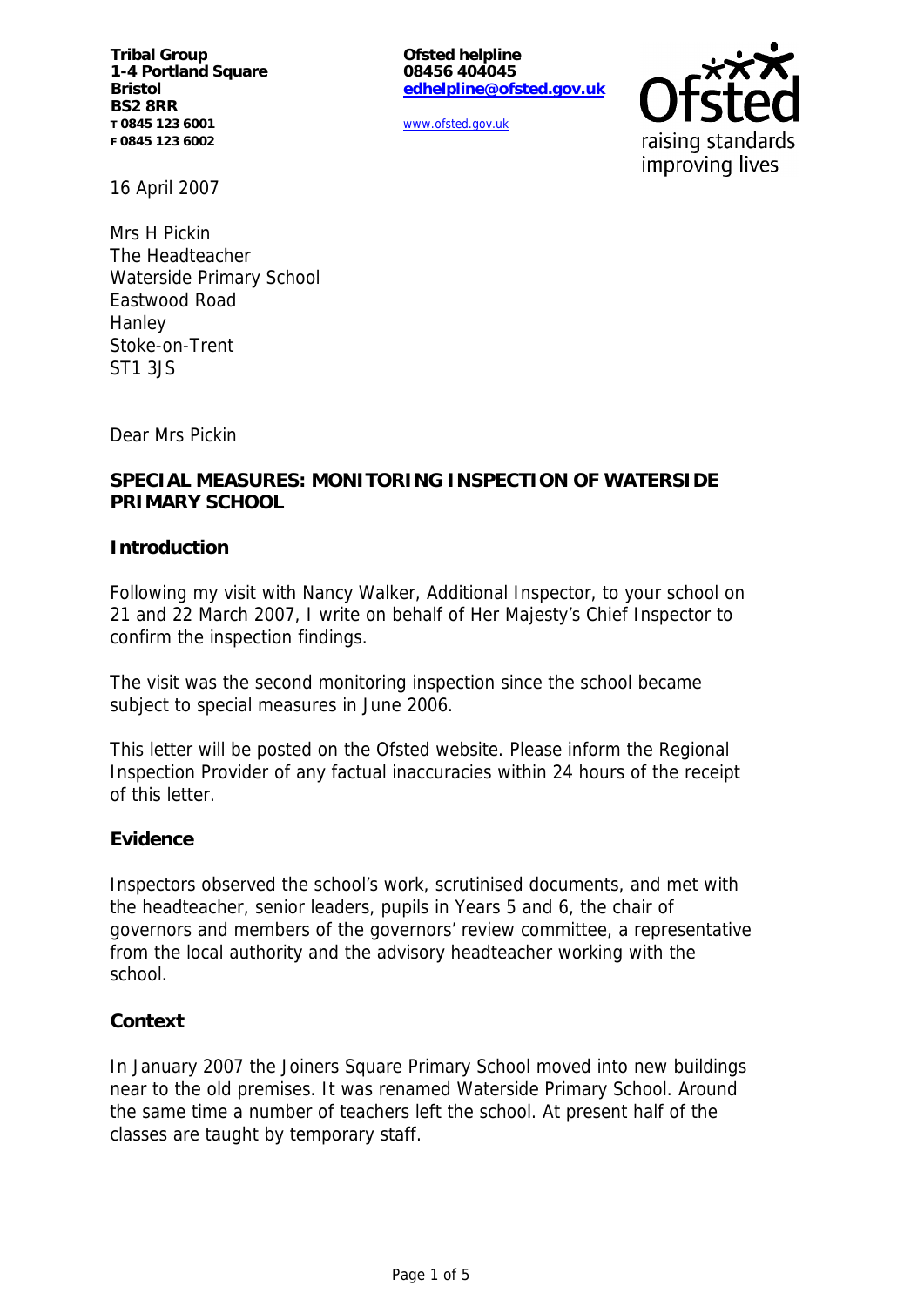Tribal Group
1-4 Portland Square
Bristol
BS2 8RR
T 0845 123 6001
F 0845 123 6002

Ofsted helpline
08456 404045
edhelpline@ofsted.gov.uk

www.ofsted.gov.uk

raising standards
improving lives

16 April 2007

Mrs H Pickin
The Headteacher
Waterside Primary School
Eastwood Road
Hanley
Stoke-on-Trent
ST1 3JS

Dear Mrs Pickin

**SPECIAL MEASURES: MONITORING INSPECTION OF WATERSIDE PRIMARY SCHOOL**

**Introduction**

Following my visit with Nancy Walker, Additional Inspector, to your school on 21 and 22 March 2007, I write on behalf of Her Majesty's Chief Inspector to confirm the inspection findings.

The visit was the second monitoring inspection since the school became subject to special measures in June 2006.

This letter will be posted on the Ofsted website. Please inform the Regional Inspection Provider of any factual inaccuracies within 24 hours of the receipt of this letter.

**Evidence**

Inspectors observed the school's work, scrutinised documents, and met with the headteacher, senior leaders, pupils in Years 5 and 6, the chair of governors and members of the governors' review committee, a representative from the local authority and the advisory headteacher working with the school.

**Context**

In January 2007 the Joiners Square Primary School moved into new buildings near to the old premises. It was renamed Waterside Primary School. Around the same time a number of teachers left the school. At present half of the classes are taught by temporary staff.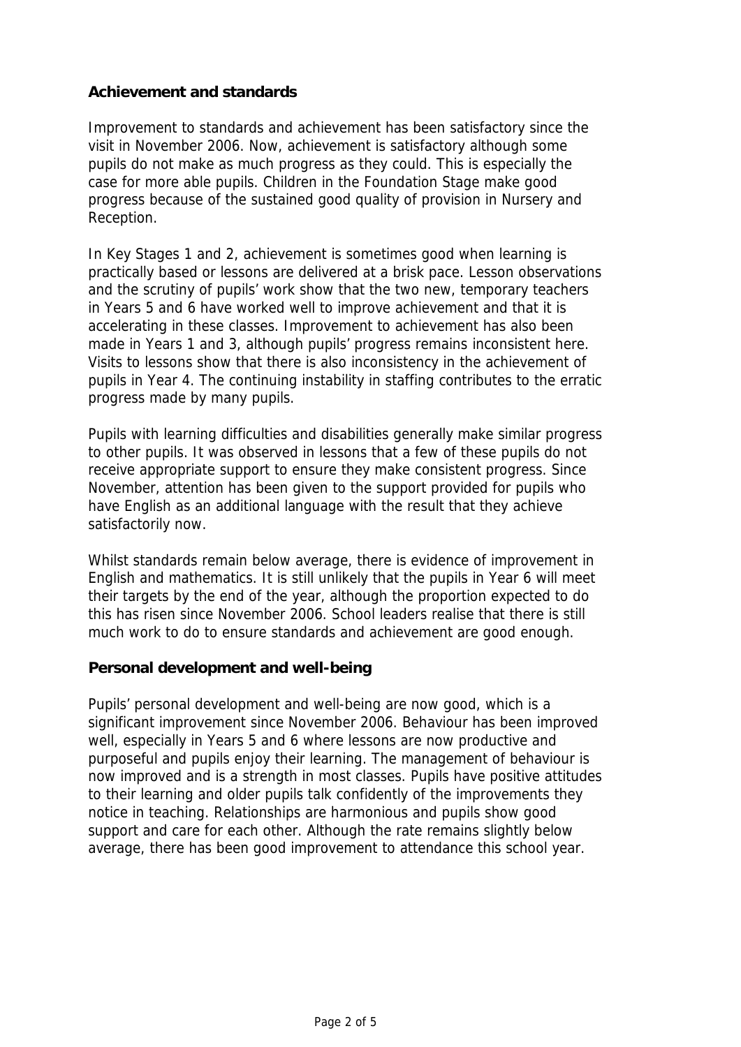## Achievement and standards

Improvement to standards and achievement has been satisfactory since the visit in November 2006. Now, achievement is satisfactory although some pupils do not make as much progress as they could. This is especially the case for more able pupils. Children in the Foundation Stage make good progress because of the sustained good quality of provision in Nursery and Reception.

In Key Stages 1 and 2, achievement is sometimes good when learning is practically based or lessons are delivered at a brisk pace. Lesson observations and the scrutiny of pupils' work show that the two new, temporary teachers in Years 5 and 6 have worked well to improve achievement and that it is accelerating in these classes. Improvement to achievement has also been made in Years 1 and 3, although pupils' progress remains inconsistent here. Visits to lessons show that there is also inconsistency in the achievement of pupils in Year 4. The continuing instability in staffing contributes to the erratic progress made by many pupils.

Pupils with learning difficulties and disabilities generally make similar progress to other pupils. It was observed in lessons that a few of these pupils do not receive appropriate support to ensure they make consistent progress. Since November, attention has been given to the support provided for pupils who have English as an additional language with the result that they achieve satisfactorily now.

Whilst standards remain below average, there is evidence of improvement in English and mathematics. It is still unlikely that the pupils in Year 6 will meet their targets by the end of the year, although the proportion expected to do this has risen since November 2006. School leaders realise that there is still much work to do to ensure standards and achievement are good enough.

## Personal development and well-being

Pupils' personal development and well-being are now good, which is a significant improvement since November 2006. Behaviour has been improved well, especially in Years 5 and 6 where lessons are now productive and purposeful and pupils enjoy their learning. The management of behaviour is now improved and is a strength in most classes. Pupils have positive attitudes to their learning and older pupils talk confidently of the improvements they notice in teaching. Relationships are harmonious and pupils show good support and care for each other. Although the rate remains slightly below average, there has been good improvement to attendance this school year.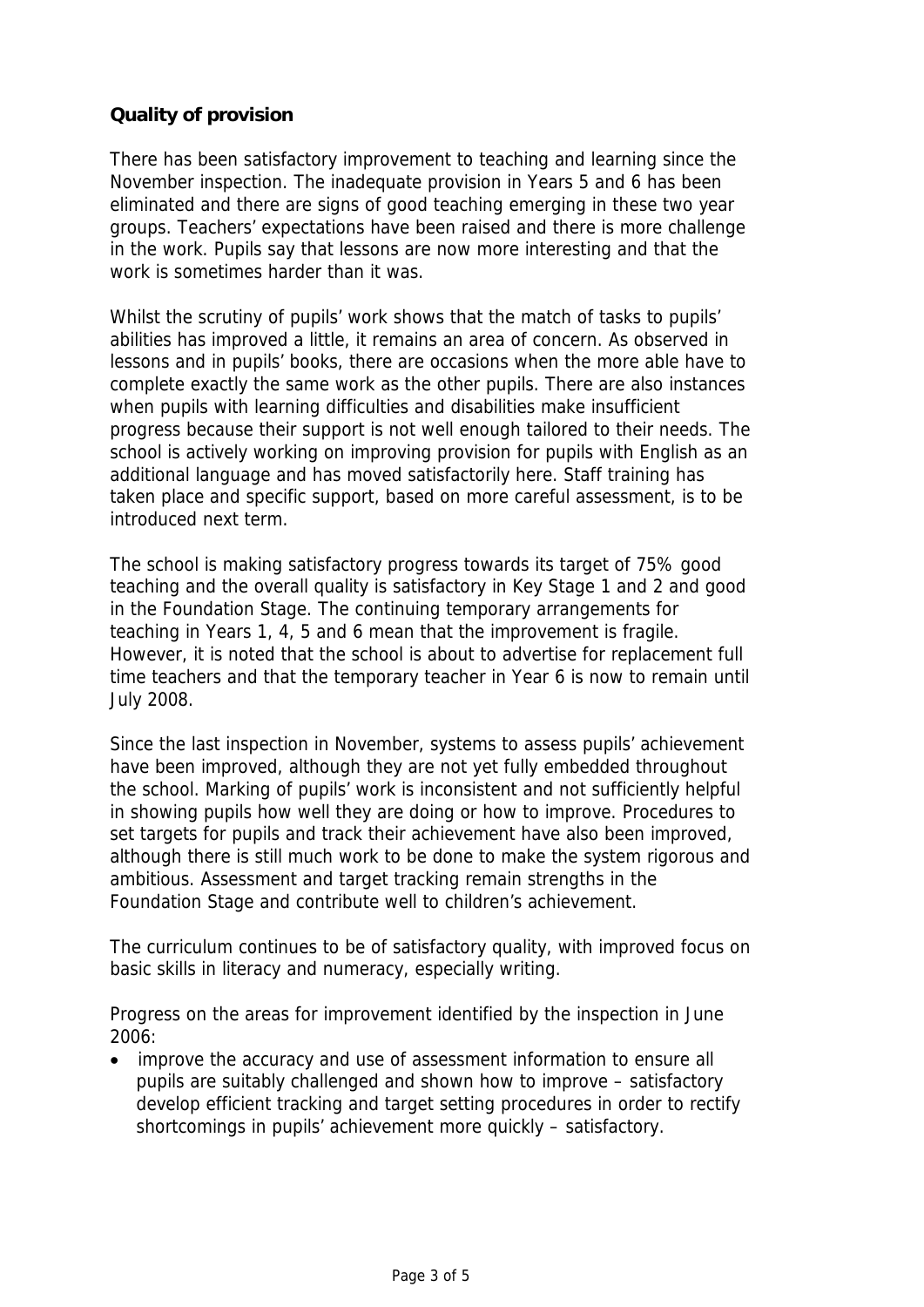## Quality of provision

There has been satisfactory improvement to teaching and learning since the November inspection. The inadequate provision in Years 5 and 6 has been eliminated and there are signs of good teaching emerging in these two year groups. Teachers' expectations have been raised and there is more challenge in the work. Pupils say that lessons are now more interesting and that the work is sometimes harder than it was.

Whilst the scrutiny of pupils' work shows that the match of tasks to pupils' abilities has improved a little, it remains an area of concern. As observed in lessons and in pupils' books, there are occasions when the more able have to complete exactly the same work as the other pupils. There are also instances when pupils with learning difficulties and disabilities make insufficient progress because their support is not well enough tailored to their needs. The school is actively working on improving provision for pupils with English as an additional language and has moved satisfactorily here. Staff training has taken place and specific support, based on more careful assessment, is to be introduced next term.

The school is making satisfactory progress towards its target of 75% good teaching and the overall quality is satisfactory in Key Stage 1 and 2 and good in the Foundation Stage. The continuing temporary arrangements for teaching in Years 1, 4, 5 and 6 mean that the improvement is fragile. However, it is noted that the school is about to advertise for replacement full time teachers and that the temporary teacher in Year 6 is now to remain until July 2008.

Since the last inspection in November, systems to assess pupils' achievement have been improved, although they are not yet fully embedded throughout the school. Marking of pupils' work is inconsistent and not sufficiently helpful in showing pupils how well they are doing or how to improve. Procedures to set targets for pupils and track their achievement have also been improved, although there is still much work to be done to make the system rigorous and ambitious. Assessment and target tracking remain strengths in the Foundation Stage and contribute well to children's achievement.

The curriculum continues to be of satisfactory quality, with improved focus on basic skills in literacy and numeracy, especially writing.

Progress on the areas for improvement identified by the inspection in June 2006:

- improve the accuracy and use of assessment information to ensure all pupils are suitably challenged and shown how to improve – satisfactory develop efficient tracking and target setting procedures in order to rectify shortcomings in pupils' achievement more quickly – satisfactory.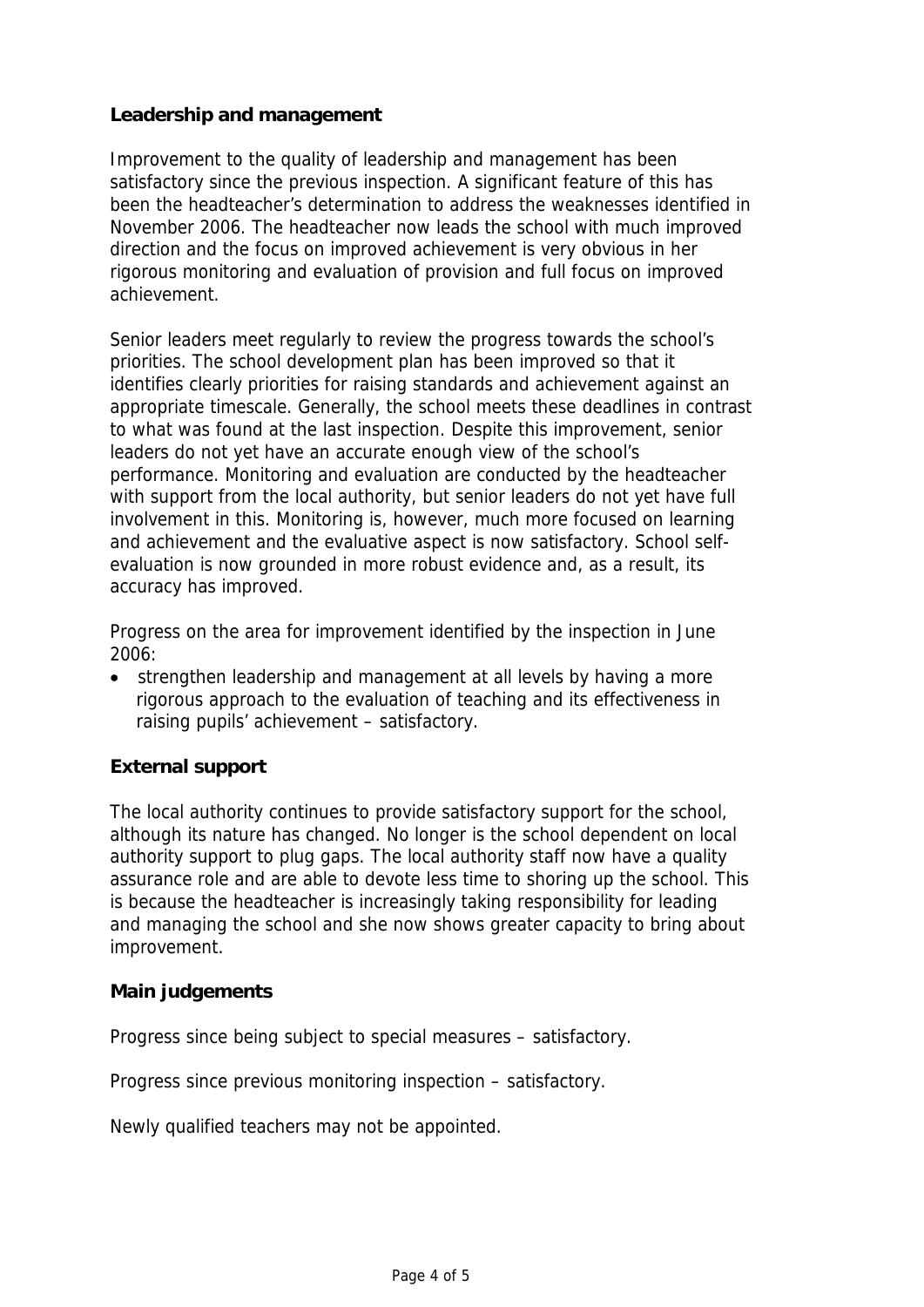## Leadership and management

Improvement to the quality of leadership and management has been satisfactory since the previous inspection. A significant feature of this has been the headteacher's determination to address the weaknesses identified in November 2006. The headteacher now leads the school with much improved direction and the focus on improved achievement is very obvious in her rigorous monitoring and evaluation of provision and full focus on improved achievement.

Senior leaders meet regularly to review the progress towards the school's priorities. The school development plan has been improved so that it identifies clearly priorities for raising standards and achievement against an appropriate timescale. Generally, the school meets these deadlines in contrast to what was found at the last inspection. Despite this improvement, senior leaders do not yet have an accurate enough view of the school's performance. Monitoring and evaluation are conducted by the headteacher with support from the local authority, but senior leaders do not yet have full involvement in this. Monitoring is, however, much more focused on learning and achievement and the evaluative aspect is now satisfactory. School self-evaluation is now grounded in more robust evidence and, as a result, its accuracy has improved.

Progress on the area for improvement identified by the inspection in June 2006:

- strengthen leadership and management at all levels by having a more rigorous approach to the evaluation of teaching and its effectiveness in raising pupils' achievement – satisfactory.

## External support

The local authority continues to provide satisfactory support for the school, although its nature has changed. No longer is the school dependent on local authority support to plug gaps. The local authority staff now have a quality assurance role and are able to devote less time to shoring up the school. This is because the headteacher is increasingly taking responsibility for leading and managing the school and she now shows greater capacity to bring about improvement.

## Main judgements

Progress since being subject to special measures – satisfactory.

Progress since previous monitoring inspection – satisfactory.

Newly qualified teachers may not be appointed.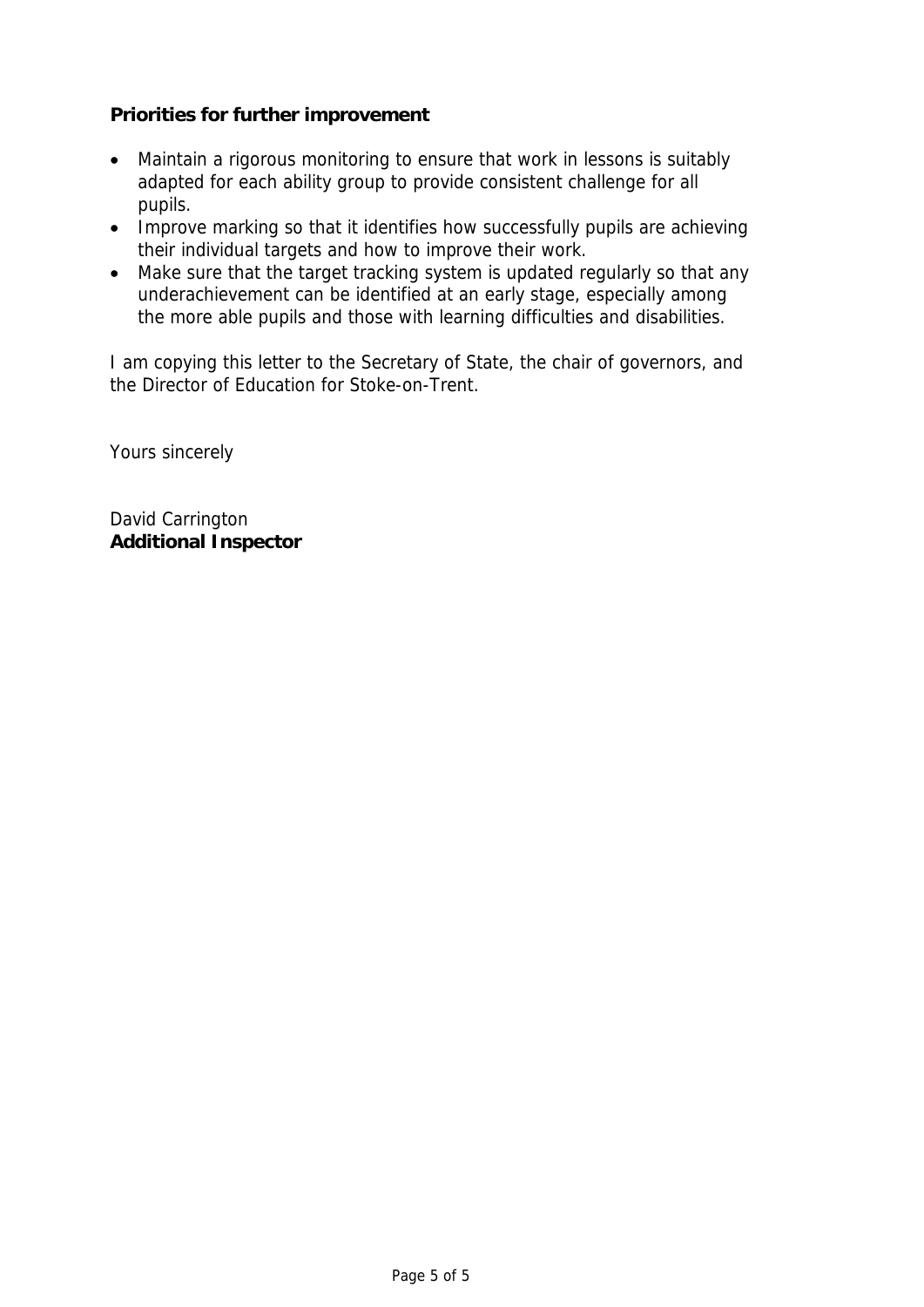**Priorities for further improvement**

- Maintain a rigorous monitoring to ensure that work in lessons is suitably adapted for each ability group to provide consistent challenge for all pupils.
- Improve marking so that it identifies how successfully pupils are achieving their individual targets and how to improve their work.
- Make sure that the target tracking system is updated regularly so that any underachievement can be identified at an early stage, especially among the more able pupils and those with learning difficulties and disabilities.

I am copying this letter to the Secretary of State, the chair of governors, and the Director of Education for Stoke-on-Trent.

Yours sincerely

David Carrington
**Additional Inspector**